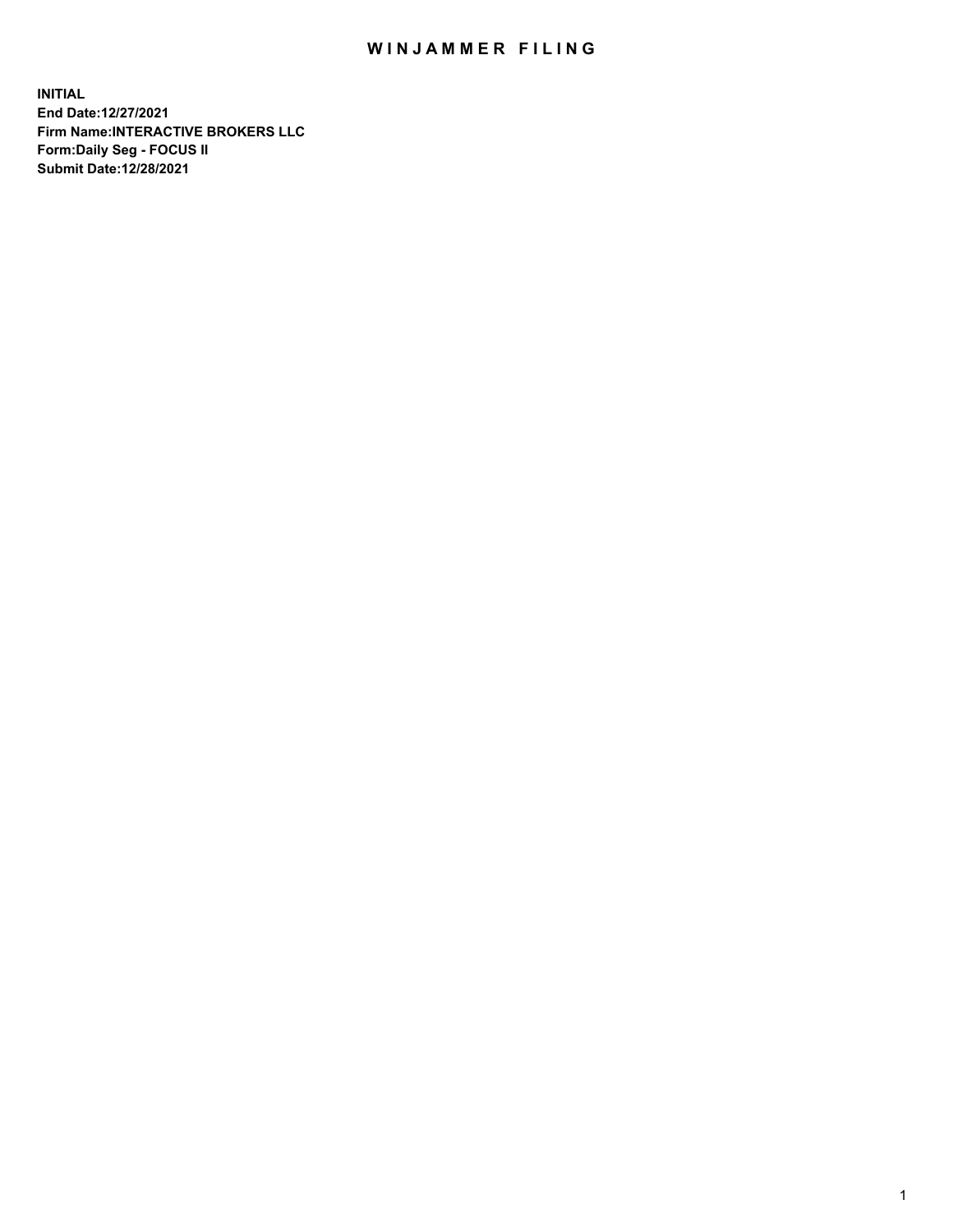# WINJAMMER FILING

**INITIAL**
**End Date:12/27/2021**
**Firm Name:INTERACTIVE BROKERS LLC**
**Form:Daily Seg - FOCUS II**
**Submit Date:12/28/2021**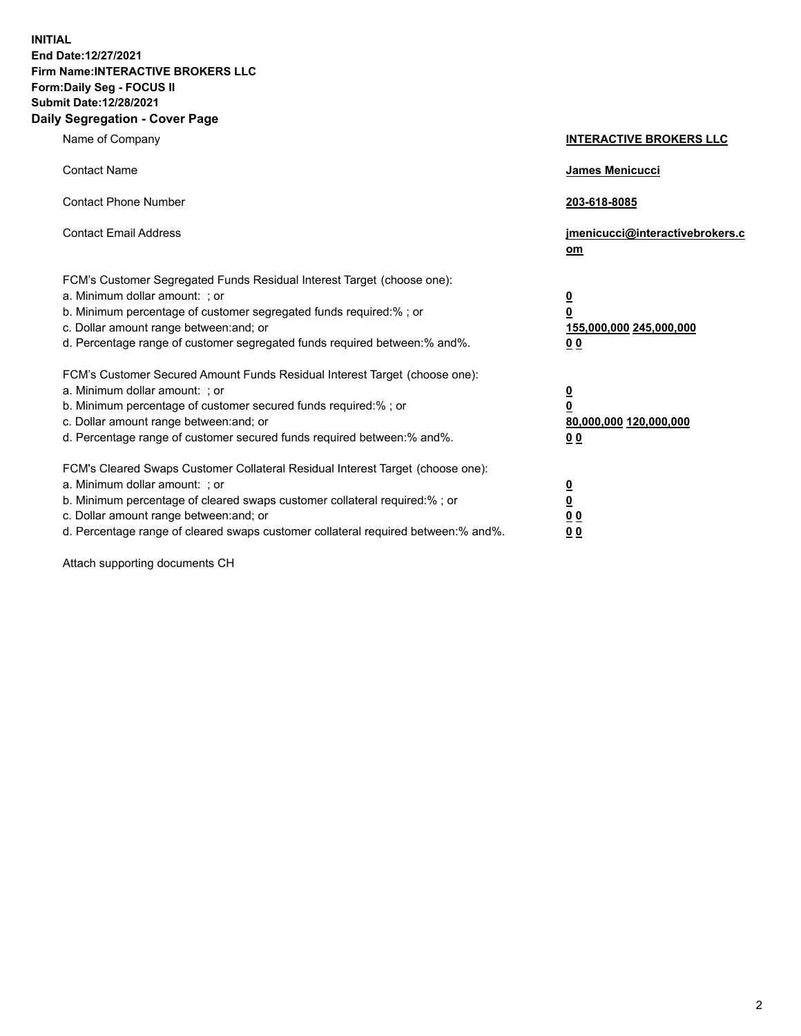**INITIAL**
**End Date:12/27/2021**
**Firm Name:INTERACTIVE BROKERS LLC**
**Form:Daily Seg - FOCUS II**
**Submit Date:12/28/2021**
**Daily Segregation - Cover Page**

| | |
|---|---|
| Name of Company | **INTERACTIVE BROKERS LLC** |
| Contact Name | **James Menicucci** |
| Contact Phone Number | **203-618-8085** |
| Contact Email Address | **jmenicucci@interactivebrokers.com** |
| FCM's Customer Segregated Funds Residual Interest Target (choose one): | |
| a. Minimum dollar amount: ; or | **0** |
| b. Minimum percentage of customer segregated funds required:% ; or | **0** |
| c. Dollar amount range between:and; or | **155,000,000 245,000,000** |
| d. Percentage range of customer segregated funds required between:% and%. | **0 0** |
| FCM's Customer Secured Amount Funds Residual Interest Target (choose one): | |
| a. Minimum dollar amount: ; or | **0** |
| b. Minimum percentage of customer secured funds required:% ; or | **0** |
| c. Dollar amount range between:and; or | **80,000,000 120,000,000** |
| d. Percentage range of customer secured funds required between:% and%. | **0 0** |
| FCM's Cleared Swaps Customer Collateral Residual Interest Target (choose one): | |
| a. Minimum dollar amount: ; or | **0** |
| b. Minimum percentage of cleared swaps customer collateral required:% ; or | **0** |
| c. Dollar amount range between:and; or | **0 0** |
| d. Percentage range of cleared swaps customer collateral required between:% and%. | **0 0** |

Attach supporting documents CH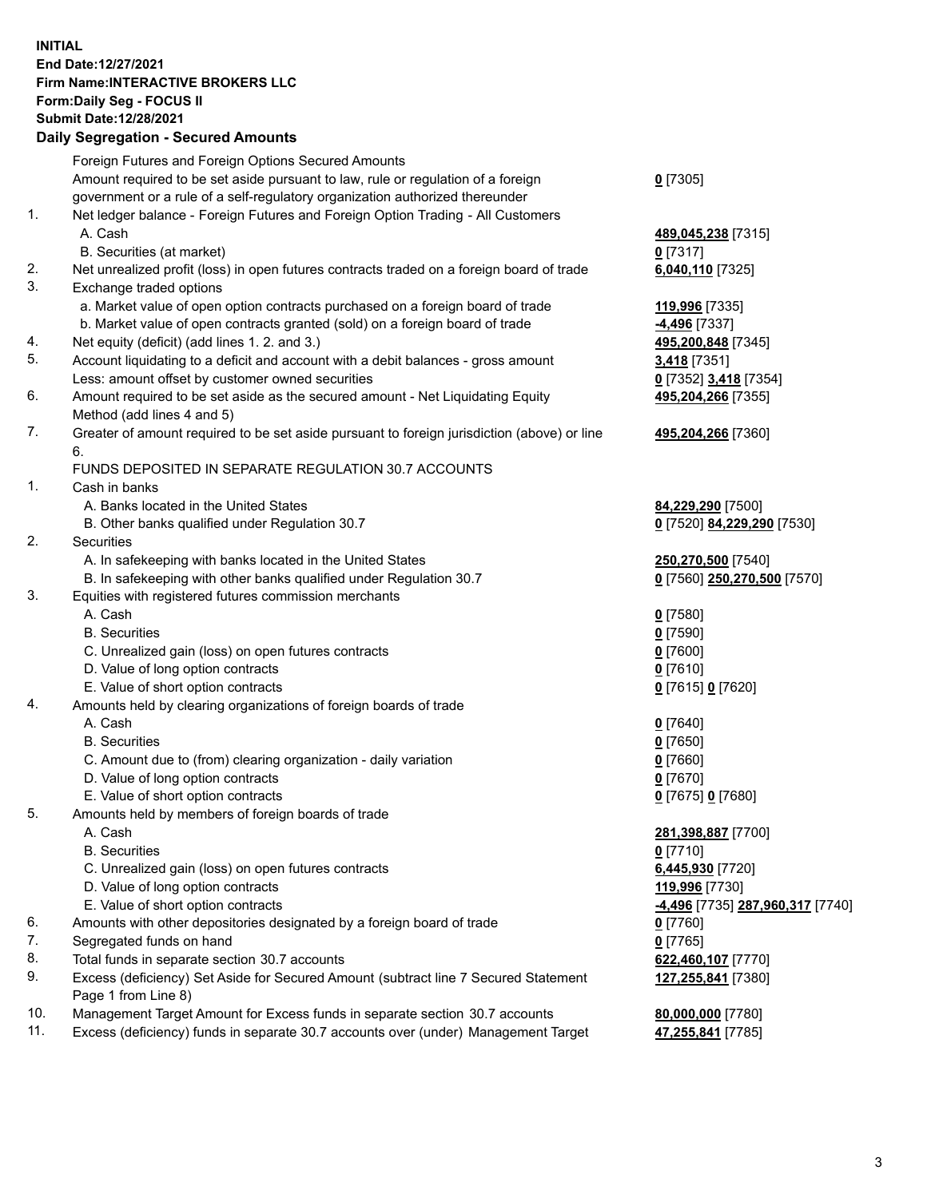**INITIAL**
**End Date:12/27/2021**
**Firm Name:INTERACTIVE BROKERS LLC**
**Form:Daily Seg - FOCUS II**
**Submit Date:12/28/2021**

**Daily Segregation - Secured Amounts**

| | | |
|---|---|---|
| | Foreign Futures and Foreign Options Secured Amounts | |
| | Amount required to be set aside pursuant to law, rule or regulation of a foreign government or a rule of a self-regulatory organization authorized thereunder | **0** [7305] |
| 1. | Net ledger balance - Foreign Futures and Foreign Option Trading - All Customers | |
| | A. Cash | **489,045,238** [7315] |
| | B. Securities (at market) | **0** [7317] |
| 2. | Net unrealized profit (loss) in open futures contracts traded on a foreign board of trade | **6,040,110** [7325] |
| 3. | Exchange traded options | |
| | a. Market value of open option contracts purchased on a foreign board of trade | **119,996** [7335] |
| | b. Market value of open contracts granted (sold) on a foreign board of trade | **-4,496** [7337] |
| 4. | Net equity (deficit) (add lines 1. 2. and 3.) | **495,200,848** [7345] |
| 5. | Account liquidating to a deficit and account with a debit balances - gross amount | **3,418** [7351] |
| | Less: amount offset by customer owned securities | **0** [7352] **3,418** [7354] |
| 6. | Amount required to be set aside as the secured amount - Net Liquidating Equity Method (add lines 4 and 5) | **495,204,266** [7355] |
| 7. | Greater of amount required to be set aside pursuant to foreign jurisdiction (above) or line 6. | **495,204,266** [7360] |
| | FUNDS DEPOSITED IN SEPARATE REGULATION 30.7 ACCOUNTS | |
| 1. | Cash in banks | |
| | A. Banks located in the United States | **84,229,290** [7500] |
| | B. Other banks qualified under Regulation 30.7 | **0** [7520] **84,229,290** [7530] |
| 2. | Securities | |
| | A. In safekeeping with banks located in the United States | **250,270,500** [7540] |
| | B. In safekeeping with other banks qualified under Regulation 30.7 | **0** [7560] **250,270,500** [7570] |
| 3. | Equities with registered futures commission merchants | |
| | A. Cash | **0** [7580] |
| | B. Securities | **0** [7590] |
| | C. Unrealized gain (loss) on open futures contracts | **0** [7600] |
| | D. Value of long option contracts | **0** [7610] |
| | E. Value of short option contracts | **0** [7615] **0** [7620] |
| 4. | Amounts held by clearing organizations of foreign boards of trade | |
| | A. Cash | **0** [7640] |
| | B. Securities | **0** [7650] |
| | C. Amount due to (from) clearing organization - daily variation | **0** [7660] |
| | D. Value of long option contracts | **0** [7670] |
| | E. Value of short option contracts | **0** [7675] **0** [7680] |
| 5. | Amounts held by members of foreign boards of trade | |
| | A. Cash | **281,398,887** [7700] |
| | B. Securities | **0** [7710] |
| | C. Unrealized gain (loss) on open futures contracts | **6,445,930** [7720] |
| | D. Value of long option contracts | **119,996** [7730] |
| | E. Value of short option contracts | **-4,496** [7735] **287,960,317** [7740] |
| 6. | Amounts with other depositories designated by a foreign board of trade | **0** [7760] |
| 7. | Segregated funds on hand | **0** [7765] |
| 8. | Total funds in separate section 30.7 accounts | **622,460,107** [7770] |
| 9. | Excess (deficiency) Set Aside for Secured Amount (subtract line 7 Secured Statement Page 1 from Line 8) | **127,255,841** [7380] |
| 10. | Management Target Amount for Excess funds in separate section 30.7 accounts | **80,000,000** [7780] |
| 11. | Excess (deficiency) funds in separate 30.7 accounts over (under) Management Target | **47,255,841** [7785] |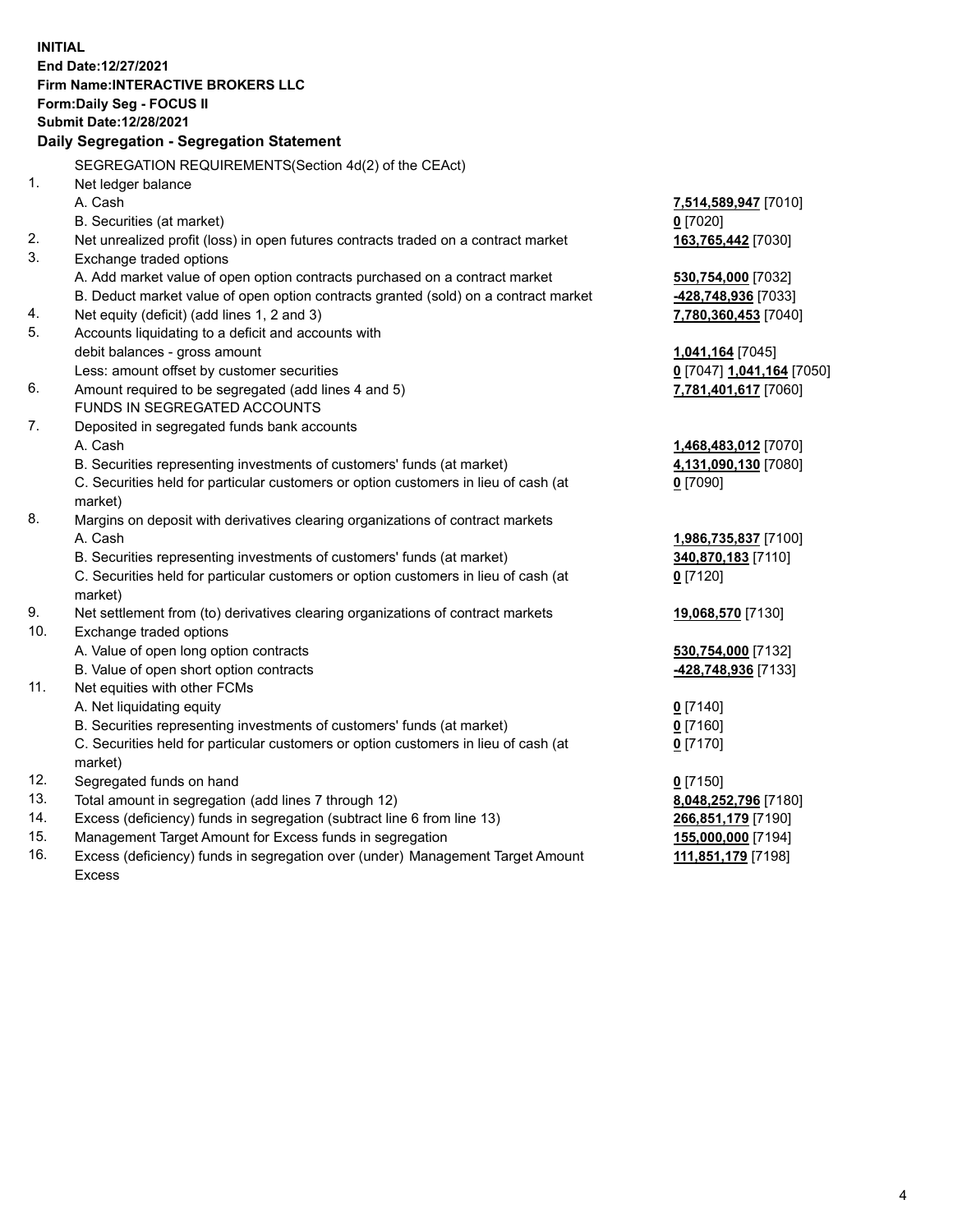**INITIAL**
**End Date:12/27/2021**
**Firm Name:INTERACTIVE BROKERS LLC**
**Form:Daily Seg - FOCUS II**
**Submit Date:12/28/2021**

**Daily Segregation - Segregation Statement**

SEGREGATION REQUIREMENTS(Section 4d(2) of the CEAct)

| | | |
|---|---|---|
| 1. | Net ledger balance | |
| | A. Cash | **7,514,589,947** [7010] |
| | B. Securities (at market) | **0** [7020] |
| 2. | Net unrealized profit (loss) in open futures contracts traded on a contract market | **163,765,442** [7030] |
| 3. | Exchange traded options | |
| | A. Add market value of open option contracts purchased on a contract market | **530,754,000** [7032] |
| | B. Deduct market value of open option contracts granted (sold) on a contract market | **-428,748,936** [7033] |
| 4. | Net equity (deficit) (add lines 1, 2 and 3) | **7,780,360,453** [7040] |
| 5. | Accounts liquidating to a deficit and accounts with debit balances - gross amount | **1,041,164** [7045] |
| | Less: amount offset by customer securities | **0** [7047] **1,041,164** [7050] |
| 6. | Amount required to be segregated (add lines 4 and 5) | **7,781,401,617** [7060] |
| | FUNDS IN SEGREGATED ACCOUNTS | |
| 7. | Deposited in segregated funds bank accounts | |
| | A. Cash | **1,468,483,012** [7070] |
| | B. Securities representing investments of customers' funds (at market) | **4,131,090,130** [7080] |
| | C. Securities held for particular customers or option customers in lieu of cash (at market) | **0** [7090] |
| 8. | Margins on deposit with derivatives clearing organizations of contract markets | |
| | A. Cash | **1,986,735,837** [7100] |
| | B. Securities representing investments of customers' funds (at market) | **340,870,183** [7110] |
| | C. Securities held for particular customers or option customers in lieu of cash (at market) | **0** [7120] |
| 9. | Net settlement from (to) derivatives clearing organizations of contract markets | **19,068,570** [7130] |
| 10. | Exchange traded options | |
| | A. Value of open long option contracts | **530,754,000** [7132] |
| | B. Value of open short option contracts | **-428,748,936** [7133] |
| 11. | Net equities with other FCMs | |
| | A. Net liquidating equity | **0** [7140] |
| | B. Securities representing investments of customers' funds (at market) | **0** [7160] |
| | C. Securities held for particular customers or option customers in lieu of cash (at market) | **0** [7170] |
| 12. | Segregated funds on hand | **0** [7150] |
| 13. | Total amount in segregation (add lines 7 through 12) | **8,048,252,796** [7180] |
| 14. | Excess (deficiency) funds in segregation (subtract line 6 from line 13) | **266,851,179** [7190] |
| 15. | Management Target Amount for Excess funds in segregation | **155,000,000** [7194] |
| 16. | Excess (deficiency) funds in segregation over (under) Management Target Amount Excess | **111,851,179** [7198] |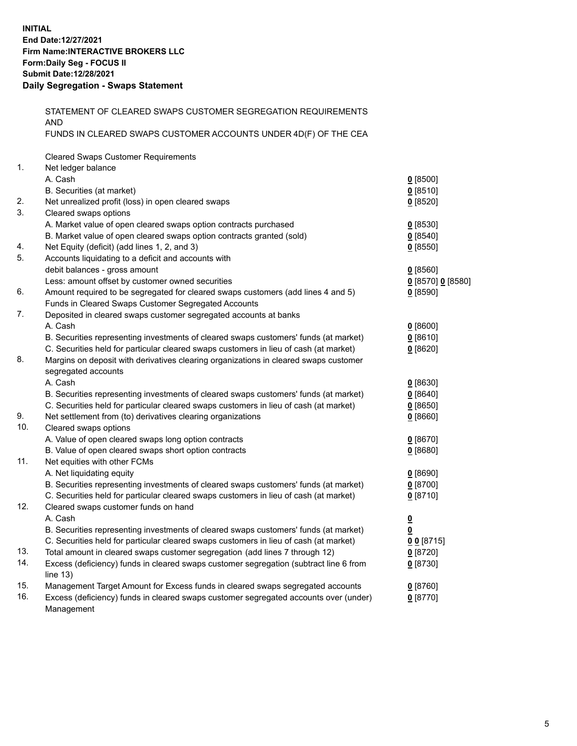**INITIAL**
**End Date:12/27/2021**
**Firm Name:INTERACTIVE BROKERS LLC**
**Form:Daily Seg - FOCUS II**
**Submit Date:12/28/2021**
**Daily Segregation - Swaps Statement**

STATEMENT OF CLEARED SWAPS CUSTOMER SEGREGATION REQUIREMENTS AND FUNDS IN CLEARED SWAPS CUSTOMER ACCOUNTS UNDER 4D(F) OF THE CEA

| | | |
|---|---|---|
| | Cleared Swaps Customer Requirements | |
| 1. | Net ledger balance | |
| | A. Cash | 0 [8500] |
| | B. Securities (at market) | 0 [8510] |
| 2. | Net unrealized profit (loss) in open cleared swaps | 0 [8520] |
| 3. | Cleared swaps options | |
| | A. Market value of open cleared swaps option contracts purchased | 0 [8530] |
| | B. Market value of open cleared swaps option contracts granted (sold) | 0 [8540] |
| 4. | Net Equity (deficit) (add lines 1, 2, and 3) | 0 [8550] |
| 5. | Accounts liquidating to a deficit and accounts with | |
| | debit balances - gross amount | 0 [8560] |
| | Less: amount offset by customer owned securities | 0 [8570] 0 [8580] |
| 6. | Amount required to be segregated for cleared swaps customers (add lines 4 and 5) | 0 [8590] |
| | Funds in Cleared Swaps Customer Segregated Accounts | |
| 7. | Deposited in cleared swaps customer segregated accounts at banks | |
| | A. Cash | 0 [8600] |
| | B. Securities representing investments of cleared swaps customers' funds (at market) | 0 [8610] |
| | C. Securities held for particular cleared swaps customers in lieu of cash (at market) | 0 [8620] |
| 8. | Margins on deposit with derivatives clearing organizations in cleared swaps customer segregated accounts | |
| | A. Cash | 0 [8630] |
| | B. Securities representing investments of cleared swaps customers' funds (at market) | 0 [8640] |
| | C. Securities held for particular cleared swaps customers in lieu of cash (at market) | 0 [8650] |
| 9. | Net settlement from (to) derivatives clearing organizations | 0 [8660] |
| 10. | Cleared swaps options | |
| | A. Value of open cleared swaps long option contracts | 0 [8670] |
| | B. Value of open cleared swaps short option contracts | 0 [8680] |
| 11. | Net equities with other FCMs | |
| | A. Net liquidating equity | 0 [8690] |
| | B. Securities representing investments of cleared swaps customers' funds (at market) | 0 [8700] |
| | C. Securities held for particular cleared swaps customers in lieu of cash (at market) | 0 [8710] |
| 12. | Cleared swaps customer funds on hand | |
| | A. Cash | 0 |
| | B. Securities representing investments of cleared swaps customers' funds (at market) | 0 |
| | C. Securities held for particular cleared swaps customers in lieu of cash (at market) | 0 0 [8715] |
| 13. | Total amount in cleared swaps customer segregation (add lines 7 through 12) | 0 [8720] |
| 14. | Excess (deficiency) funds in cleared swaps customer segregation (subtract line 6 from line 13) | 0 [8730] |
| 15. | Management Target Amount for Excess funds in cleared swaps segregated accounts | 0 [8760] |
| 16. | Excess (deficiency) funds in cleared swaps customer segregated accounts over (under) Management | 0 [8770] |